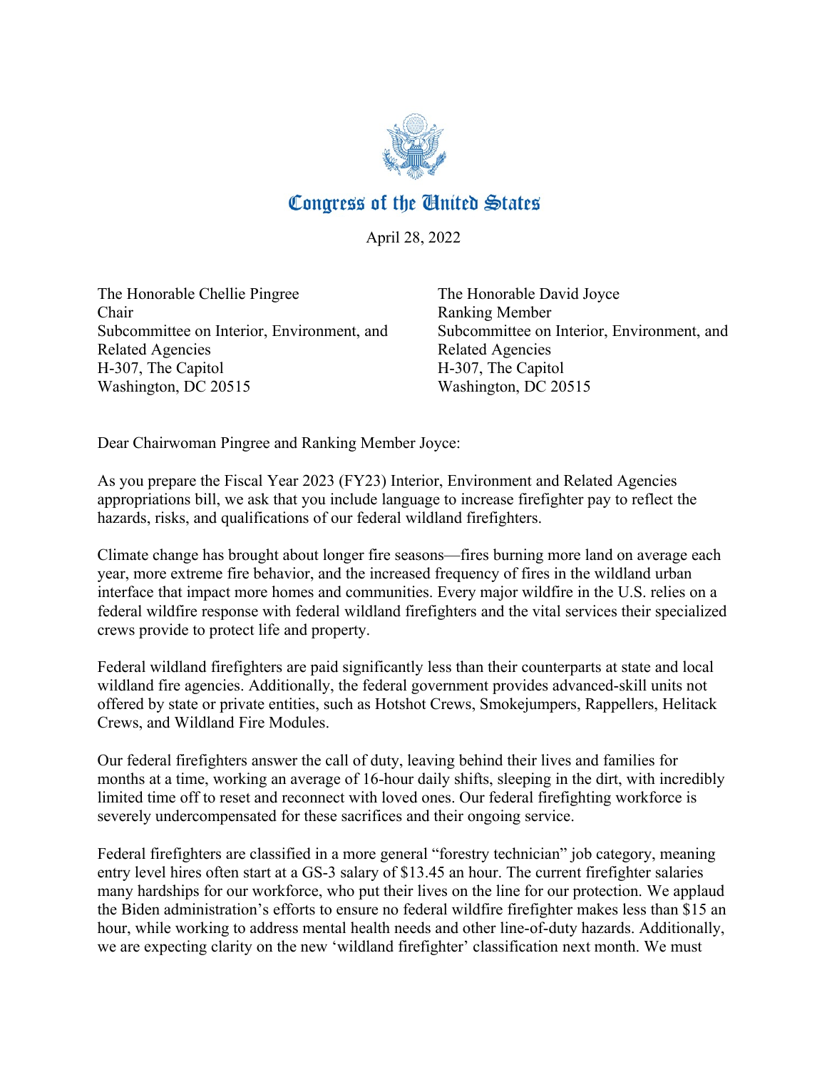# Congress of the United States

April 28, 2022

The Honorable Chellie Pingree
Chair
Subcommittee on Interior, Environment, and Related Agencies
H-307, The Capitol
Washington, DC 20515

The Honorable David Joyce
Ranking Member
Subcommittee on Interior, Environment, and Related Agencies
H-307, The Capitol
Washington, DC 20515

Dear Chairwoman Pingree and Ranking Member Joyce:

As you prepare the Fiscal Year 2023 (FY23) Interior, Environment and Related Agencies appropriations bill, we ask that you include language to increase firefighter pay to reflect the hazards, risks, and qualifications of our federal wildland firefighters.

Climate change has brought about longer fire seasons—fires burning more land on average each year, more extreme fire behavior, and the increased frequency of fires in the wildland urban interface that impact more homes and communities. Every major wildfire in the U.S. relies on a federal wildfire response with federal wildland firefighters and the vital services their specialized crews provide to protect life and property.

Federal wildland firefighters are paid significantly less than their counterparts at state and local wildland fire agencies. Additionally, the federal government provides advanced-skill units not offered by state or private entities, such as Hotshot Crews, Smokejumpers, Rappellers, Helitack Crews, and Wildland Fire Modules.

Our federal firefighters answer the call of duty, leaving behind their lives and families for months at a time, working an average of 16-hour daily shifts, sleeping in the dirt, with incredibly limited time off to reset and reconnect with loved ones. Our federal firefighting workforce is severely undercompensated for these sacrifices and their ongoing service.

Federal firefighters are classified in a more general "forestry technician" job category, meaning entry level hires often start at a GS-3 salary of $13.45 an hour. The current firefighter salaries many hardships for our workforce, who put their lives on the line for our protection. We applaud the Biden administration's efforts to ensure no federal wildfire firefighter makes less than $15 an hour, while working to address mental health needs and other line-of-duty hazards. Additionally, we are expecting clarity on the new 'wildland firefighter' classification next month. We must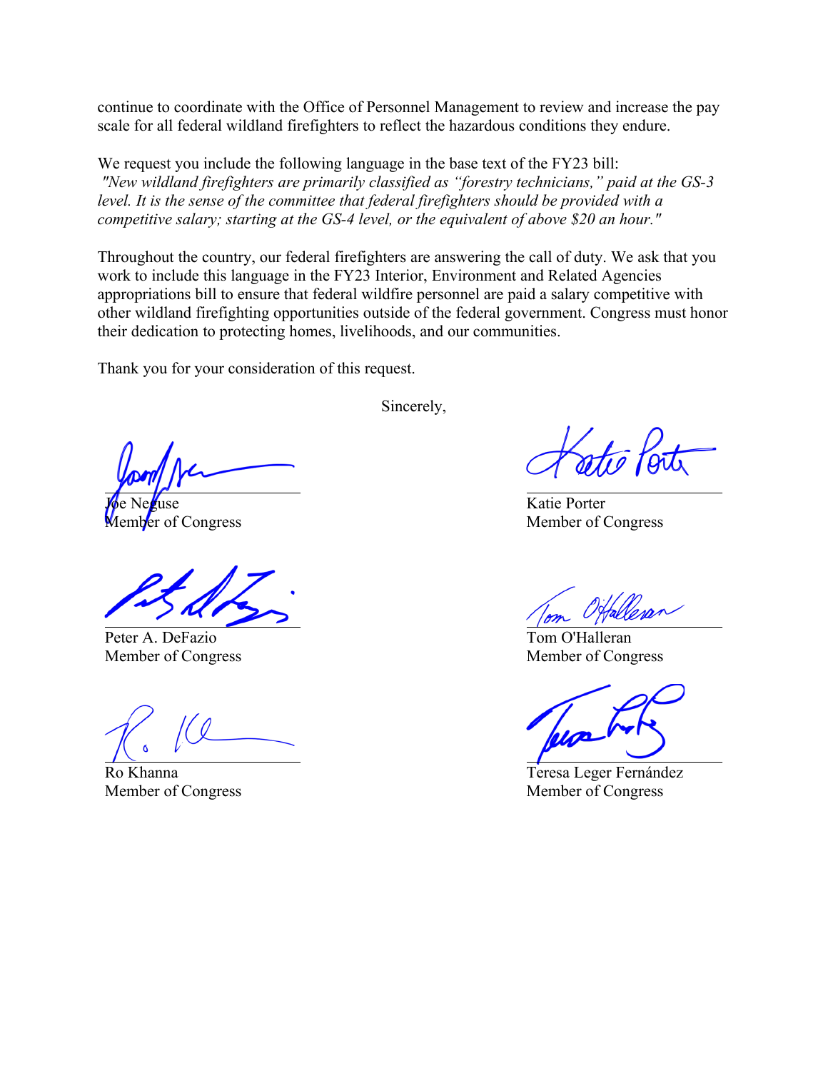continue to coordinate with the Office of Personnel Management to review and increase the pay scale for all federal wildland firefighters to reflect the hazardous conditions they endure.

We request you include the following language in the base text of the FY23 bill:
*"New wildland firefighters are primarily classified as "forestry technicians," paid at the GS-3 level. It is the sense of the committee that federal firefighters should be provided with a competitive salary; starting at the GS-4 level, or the equivalent of above $20 an hour."*

Throughout the country, our federal firefighters are answering the call of duty. We ask that you work to include this language in the FY23 Interior, Environment and Related Agencies appropriations bill to ensure that federal wildfire personnel are paid a salary competitive with other wildland firefighting opportunities outside of the federal government. Congress must honor their dedication to protecting homes, livelihoods, and our communities.

Thank you for your consideration of this request.

Sincerely,

Joe Neguse
Member of Congress

Katie Porter
Member of Congress

Peter A. DeFazio
Member of Congress

Tom O'Halleran
Member of Congress

Ro Khanna
Member of Congress

Teresa Leger Fernández
Member of Congress